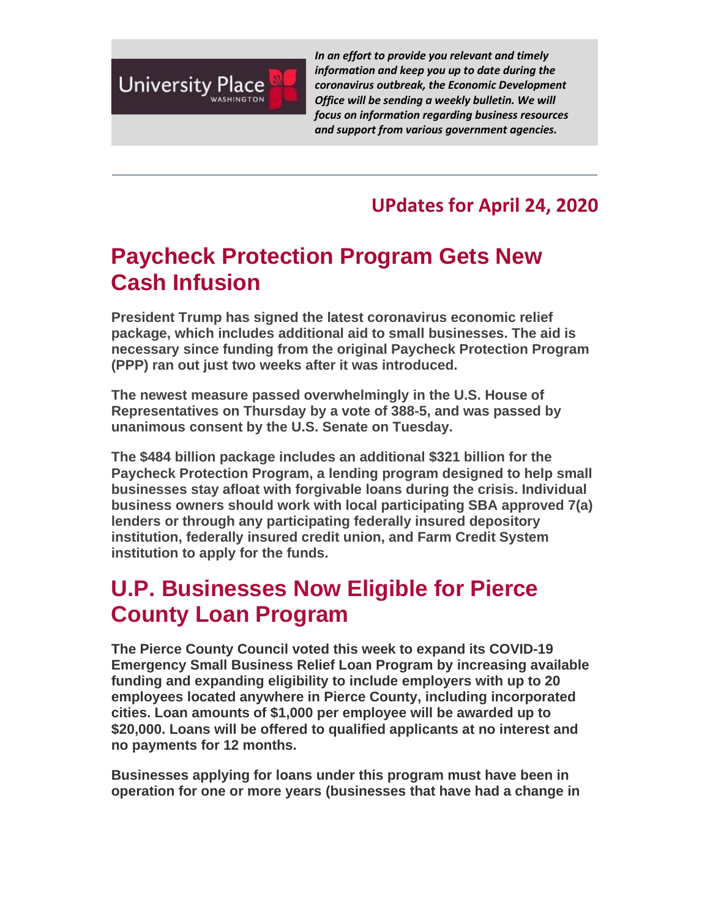University Place WASHINGTON

*In an effort to provide you relevant and timely information and keep you up to date during the coronavirus outbreak, the Economic Development Office will be sending a weekly bulletin. We will focus on information regarding business resources and support from various government agencies.*

---

## UPdates for April 24, 2020

# Paycheck Protection Program Gets New Cash Infusion

**President Trump has signed the latest coronavirus economic relief package, which includes additional aid to small businesses. The aid is necessary since funding from the original Paycheck Protection Program (PPP) ran out just two weeks after it was introduced.**

**The newest measure passed overwhelmingly in the U.S. House of Representatives on Thursday by a vote of 388-5, and was passed by unanimous consent by the U.S. Senate on Tuesday.**

**The $484 billion package includes an additional $321 billion for the Paycheck Protection Program, a lending program designed to help small businesses stay afloat with forgivable loans during the crisis. Individual business owners should work with local participating SBA approved 7(a) lenders or through any participating federally insured depository institution, federally insured credit union, and Farm Credit System institution to apply for the funds.**

# U.P. Businesses Now Eligible for Pierce County Loan Program

**The Pierce County Council voted this week to expand its COVID-19 Emergency Small Business Relief Loan Program by increasing available funding and expanding eligibility to include employers with up to 20 employees located anywhere in Pierce County, including incorporated cities. Loan amounts of $1,000 per employee will be awarded up to $20,000. Loans will be offered to qualified applicants at no interest and no payments for 12 months.**

**Businesses applying for loans under this program must have been in operation for one or more years (businesses that have had a change in**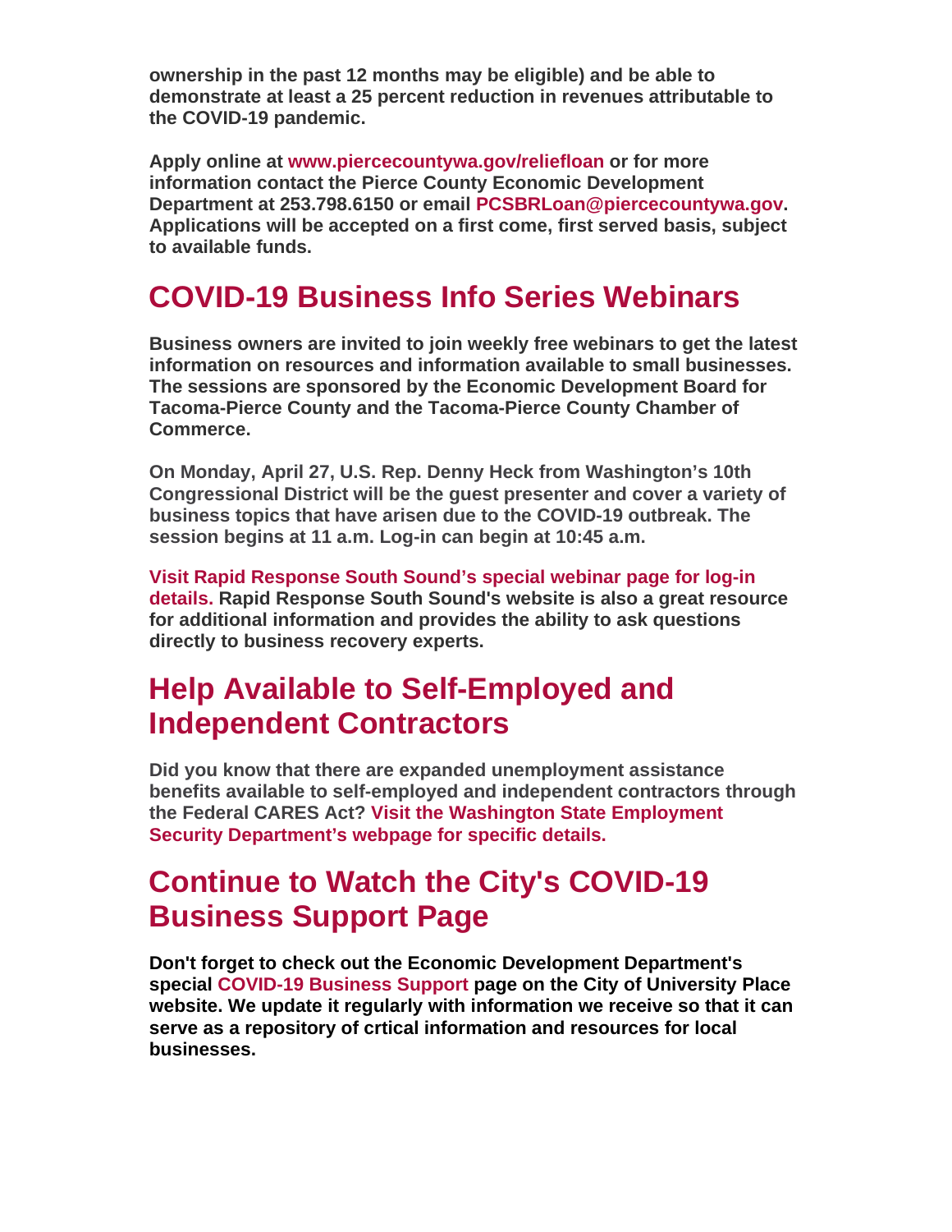**ownership in the past 12 months may be eligible) and be able to demonstrate at least a 25 percent reduction in revenues attributable to the COVID-19 pandemic.**

**Apply online at www.piercecountywa.gov/reliefloan or for more information contact the Pierce County Economic Development Department at 253.798.6150 or email PCSBRLoan@piercecountywa.gov. Applications will be accepted on a first come, first served basis, subject to available funds.**

## COVID-19 Business Info Series Webinars

**Business owners are invited to join weekly free webinars to get the latest information on resources and information available to small businesses. The sessions are sponsored by the Economic Development Board for Tacoma-Pierce County and the Tacoma-Pierce County Chamber of Commerce.**

**On Monday, April 27, U.S. Rep. Denny Heck from Washington's 10th Congressional District will be the guest presenter and cover a variety of business topics that have arisen due to the COVID-19 outbreak. The session begins at 11 a.m. Log-in can begin at 10:45 a.m.**

**Visit Rapid Response South Sound's special webinar page for log-in details. Rapid Response South Sound's website is also a great resource for additional information and provides the ability to ask questions directly to business recovery experts.**

## Help Available to Self-Employed and Independent Contractors

**Did you know that there are expanded unemployment assistance benefits available to self-employed and independent contractors through the Federal CARES Act? Visit the Washington State Employment Security Department's webpage for specific details.**

## Continue to Watch the City's COVID-19 Business Support Page

**Don't forget to check out the Economic Development Department's special COVID-19 Business Support page on the City of University Place website. We update it regularly with information we receive so that it can serve as a repository of crtical information and resources for local businesses.**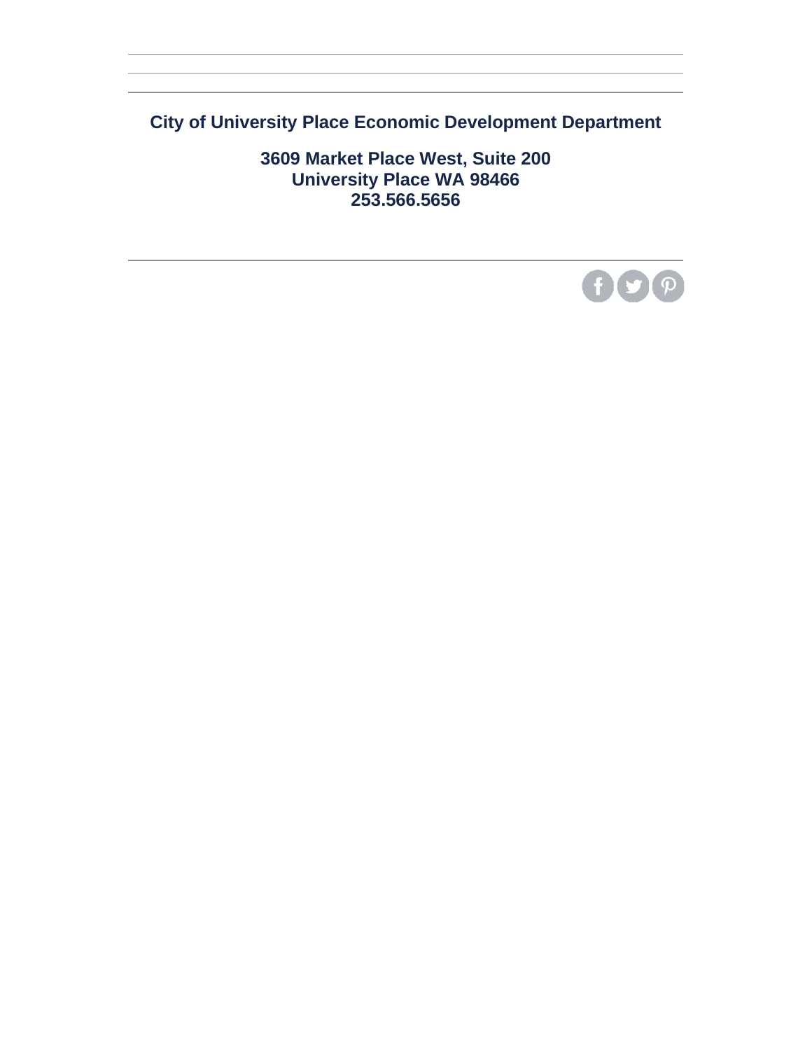**City of University Place Economic Development Department**

**3609 Market Place West, Suite 200**
**University Place WA 98466**
**253.566.5656**